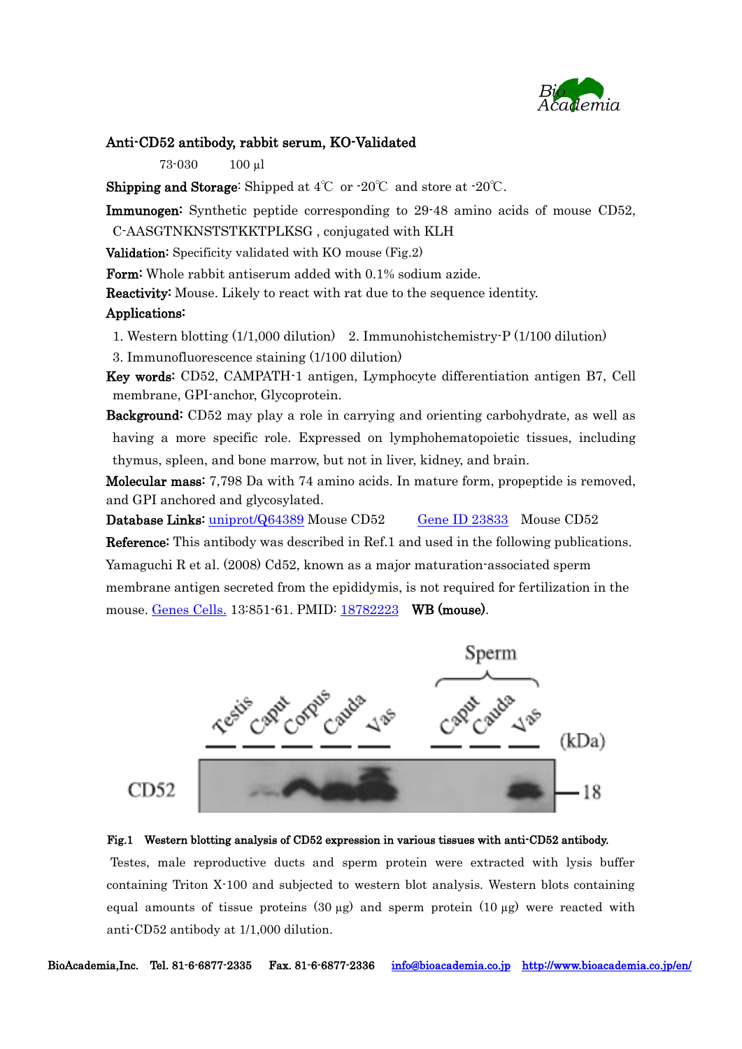**Anti-CD52 antibody, rabbit serum, KO-Validated**

73-030　　100 µl

**Shipping and Storage**: Shipped at 4℃ or -20℃ and store at -20℃.

**Immunogen**: Synthetic peptide corresponding to 29-48 amino acids of mouse CD52, C-AASGTNKNSTSTKKTPLKSG , conjugated with KLH

**Validation**: Specificity validated with KO mouse (Fig.2)

**Form**: Whole rabbit antiserum added with 0.1% sodium azide.

**Reactivity**: Mouse. Likely to react with rat due to the sequence identity.

**Applications**:

1. Western blotting (1/1,000 dilution)　2. Immunohistchemistry-P (1/100 dilution)
3. Immunofluorescence staining (1/100 dilution)

**Key words**: CD52, CAMPATH-1 antigen, Lymphocyte differentiation antigen B7, Cell membrane, GPI-anchor, Glycoprotein.

**Background**: CD52 may play a role in carrying and orienting carbohydrate, as well as having a more specific role. Expressed on lymphohematopoietic tissues, including thymus, spleen, and bone marrow, but not in liver, kidney, and brain.

**Molecular mass**: 7,798 Da with 74 amino acids. In mature form, propeptide is removed, and GPI anchored and glycosylated.

**Database Links**: uniprot/Q64389 Mouse CD52　　Gene ID 23833　Mouse CD52

**Reference**: This antibody was described in Ref.1 and used in the following publications.

Yamaguchi R et al. (2008) Cd52, known as a major maturation-associated sperm membrane antigen secreted from the epididymis, is not required for fertilization in the mouse. Genes Cells. 13:851-61. PMID: 18782223　**WB (mouse)**.

**Fig.1　Western blotting analysis of CD52 expression in various tissues with anti-CD52 antibody.**

Testes, male reproductive ducts and sperm protein were extracted with lysis buffer containing Triton X-100 and subjected to western blot analysis. Western blots containing equal amounts of tissue proteins (30 µg) and sperm protein (10 µg) were reacted with anti-CD52 antibody at 1/1,000 dilution.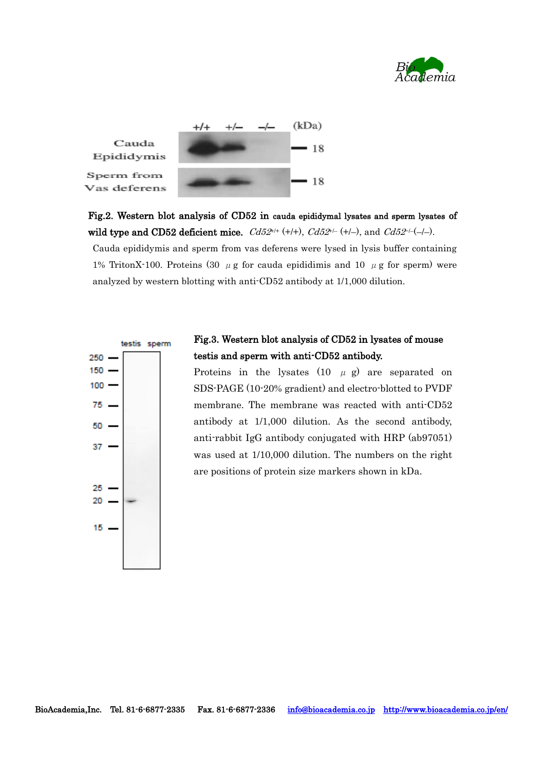**Fig.2. Western blot analysis of CD52 in cauda epididymal lysates and sperm lysates of wild type and CD52 deficient mice.** *Cd52*[+/+] (+/+), *Cd52*[+/–] (+/–), and *Cd52*[–/–] (–/–).
Cauda epididymis and sperm from vas deferens were lysed in lysis buffer containing 1% TritonX-100. Proteins (30 μg for cauda epididimis and 10 μg for sperm) were analyzed by western blotting with anti-CD52 antibody at 1/1,000 dilution.

**Fig.3. Western blot analysis of CD52 in lysates of mouse testis and sperm with anti-CD52 antibody.**
Proteins in the lysates (10 μg) are separated on SDS-PAGE (10-20% gradient) and electro-blotted to PVDF membrane. The membrane was reacted with anti-CD52 antibody at 1/1,000 dilution. As the second antibody, anti-rabbit IgG antibody conjugated with HRP (ab97051) was used at 1/10,000 dilution. The numbers on the right are positions of protein size markers shown in kDa.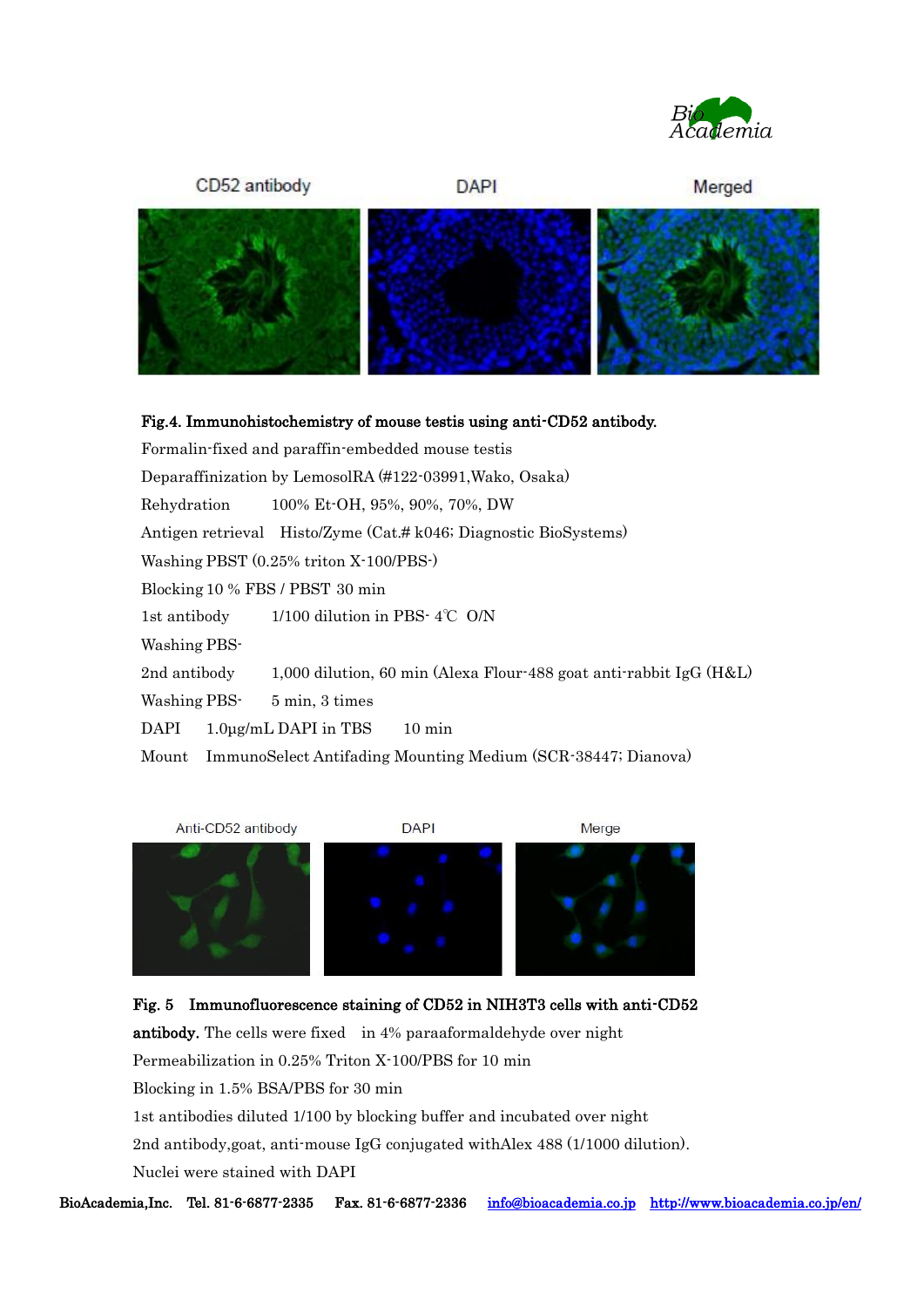CD52 antibody

DAPI

Merged

**Fig.4. Immunohistochemistry of mouse testis using anti-CD52 antibody.**

Formalin-fixed and paraffin-embedded mouse testis

Deparaffinization by LemosolRA (#122-03991,Wako, Osaka)

Rehydration 100% Et-OH, 95%, 90%, 70%, DW

Antigen retrieval Histo/Zyme (Cat.# k046; Diagnostic BioSystems)

Washing PBST (0.25% triton X-100/PBS-)

Blocking 10 % FBS / PBST 30 min

1st antibody 1/100 dilution in PBS- 4℃ O/N

Washing PBS-

2nd antibody 1,000 dilution, 60 min (Alexa Flour-488 goat anti-rabbit IgG (H&L)

Washing PBS- 5 min, 3 times

DAPI 1.0µg/mL DAPI in TBS 10 min

Mount ImmunoSelect Antifading Mounting Medium (SCR-38447; Dianova)

Anti-CD52 antibody

DAPI

Merge

**Fig. 5 Immunofluorescence staining of CD52 in NIH3T3 cells with anti-CD52 antibody.** The cells were fixed in 4% paraformaldehyde over night

Permeabilization in 0.25% Triton X-100/PBS for 10 min

Blocking in 1.5% BSA/PBS for 30 min

1st antibodies diluted 1/100 by blocking buffer and incubated over night

2nd antibody,goat, anti-mouse IgG conjugated withAlex 488 (1/1000 dilution).

Nuclei were stained with DAPI

BioAcademia,Inc. Tel. 81-6-6877-2335 Fax. 81-6-6877-2336 info@bioacademia.co.jp http://www.bioacademia.co.jp/en/